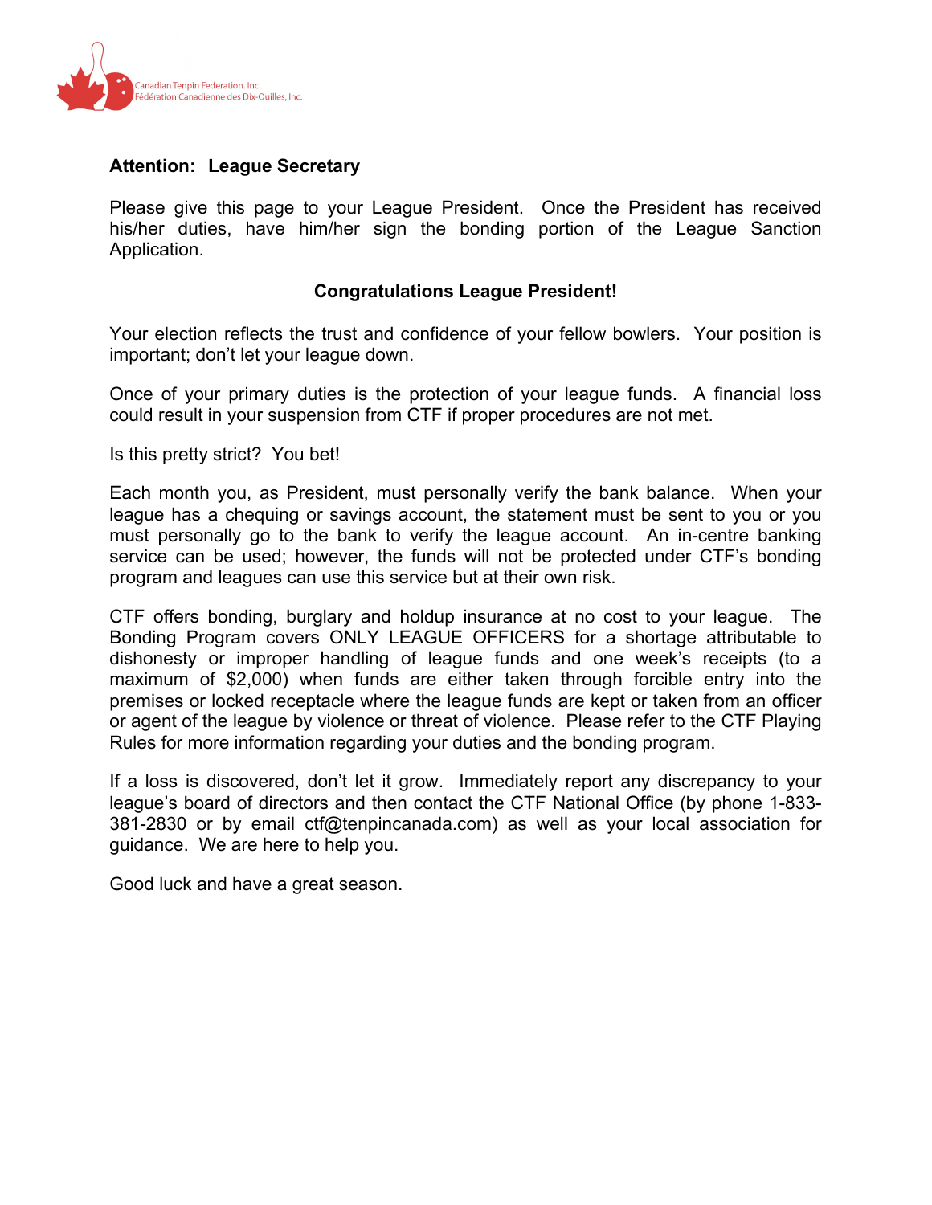Canadian Tenpin Federation, Inc.
Fédération Canadienne des Dix-Quilles, Inc.

**Attention: League Secretary**

Please give this page to your League President. Once the President has received his/her duties, have him/her sign the bonding portion of the League Sanction Application.

**Congratulations League President!**

Your election reflects the trust and confidence of your fellow bowlers. Your position is important; don't let your league down.

Once of your primary duties is the protection of your league funds. A financial loss could result in your suspension from CTF if proper procedures are not met.

Is this pretty strict? You bet!

Each month you, as President, must personally verify the bank balance. When your league has a chequing or savings account, the statement must be sent to you or you must personally go to the bank to verify the league account. An in-centre banking service can be used; however, the funds will not be protected under CTF's bonding program and leagues can use this service but at their own risk.

CTF offers bonding, burglary and holdup insurance at no cost to your league. The Bonding Program covers ONLY LEAGUE OFFICERS for a shortage attributable to dishonesty or improper handling of league funds and one week's receipts (to a maximum of $2,000) when funds are either taken through forcible entry into the premises or locked receptacle where the league funds are kept or taken from an officer or agent of the league by violence or threat of violence. Please refer to the CTF Playing Rules for more information regarding your duties and the bonding program.

If a loss is discovered, don't let it grow. Immediately report any discrepancy to your league's board of directors and then contact the CTF National Office (by phone 1-833-381-2830 or by email ctf@tenpincanada.com) as well as your local association for guidance. We are here to help you.

Good luck and have a great season.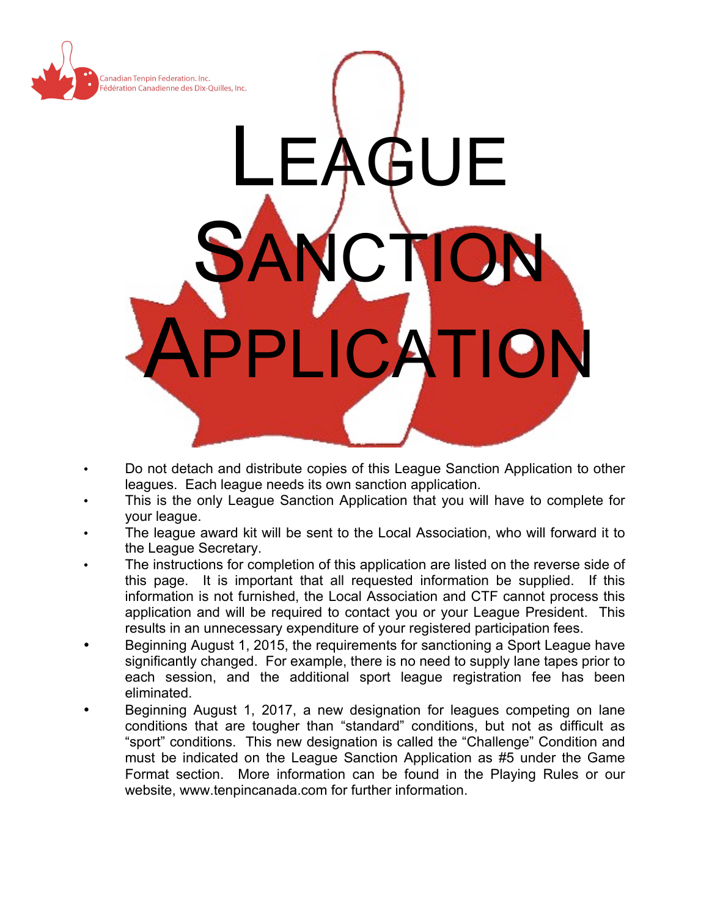Canadian Tenpin Federation. Inc.
Fédération Canadienne des Dix-Quilles, Inc.

# LEAGUE SANCTION APPLICATION

- Do not detach and distribute copies of this League Sanction Application to other leagues. Each league needs its own sanction application.
- This is the only League Sanction Application that you will have to complete for your league.
- The league award kit will be sent to the Local Association, who will forward it to the League Secretary.
- The instructions for completion of this application are listed on the reverse side of this page. It is important that all requested information be supplied. If this information is not furnished, the Local Association and CTF cannot process this application and will be required to contact you or your League President. This results in an unnecessary expenditure of your registered participation fees.
- Beginning August 1, 2015, the requirements for sanctioning a Sport League have significantly changed. For example, there is no need to supply lane tapes prior to each session, and the additional sport league registration fee has been eliminated.
- Beginning August 1, 2017, a new designation for leagues competing on lane conditions that are tougher than "standard" conditions, but not as difficult as "sport" conditions. This new designation is called the "Challenge" Condition and must be indicated on the League Sanction Application as #5 under the Game Format section. More information can be found in the Playing Rules or our website, www.tenpincanada.com for further information.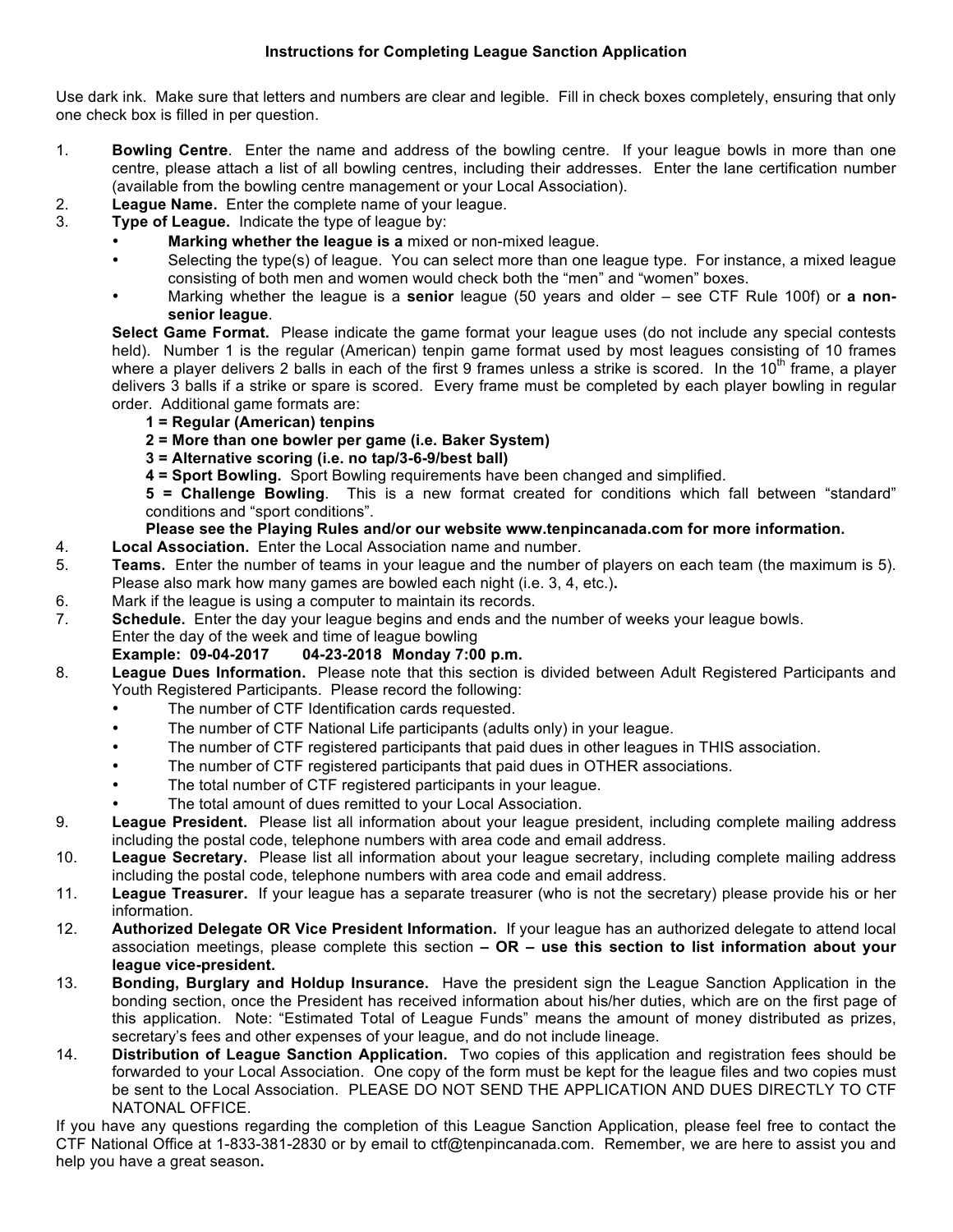# Instructions for Completing League Sanction Application

Use dark ink. Make sure that letters and numbers are clear and legible. Fill in check boxes completely, ensuring that only one check box is filled in per question.

1. **Bowling Centre**. Enter the name and address of the bowling centre. If your league bowls in more than one centre, please attach a list of all bowling centres, including their addresses. Enter the lane certification number (available from the bowling centre management or your Local Association).
2. **League Name.** Enter the complete name of your league.
3. **Type of League.** Indicate the type of league by:
   - **Marking whether the league is a** mixed or non-mixed league.
   - Selecting the type(s) of league. You can select more than one league type. For instance, a mixed league consisting of both men and women would check both the "men" and "women" boxes.
   - Marking whether the league is a **senior** league (50 years and older – see CTF Rule 100f) or **a non-senior league**.

   **Select Game Format.** Please indicate the game format your league uses (do not include any special contests held). Number 1 is the regular (American) tenpin game format used by most leagues consisting of 10 frames where a player delivers 2 balls in each of the first 9 frames unless a strike is scored. In the 10th frame, a player delivers 3 balls if a strike or spare is scored. Every frame must be completed by each player bowling in regular order. Additional game formats are:

   **1 = Regular (American) tenpins**
   **2 = More than one bowler per game (i.e. Baker System)**
   **3 = Alternative scoring (i.e. no tap/3-6-9/best ball)**
   **4 = Sport Bowling.** Sport Bowling requirements have been changed and simplified.
   **5 = Challenge Bowling**. This is a new format created for conditions which fall between "standard" conditions and "sport conditions".
   **Please see the Playing Rules and/or our website www.tenpincanada.com for more information.**
4. **Local Association.** Enter the Local Association name and number.
5. **Teams.** Enter the number of teams in your league and the number of players on each team (the maximum is 5). Please also mark how many games are bowled each night (i.e. 3, 4, etc.)**.**
6. Mark if the league is using a computer to maintain its records.
7. **Schedule.** Enter the day your league begins and ends and the number of weeks your league bowls.
   Enter the day of the week and time of league bowling
   **Example: 09-04-2017 04-23-2018 Monday 7:00 p.m.**
8. **League Dues Information.** Please note that this section is divided between Adult Registered Participants and Youth Registered Participants. Please record the following:
   - The number of CTF Identification cards requested.
   - The number of CTF National Life participants (adults only) in your league.
   - The number of CTF registered participants that paid dues in other leagues in THIS association.
   - The number of CTF registered participants that paid dues in OTHER associations.
   - The total number of CTF registered participants in your league.
   - The total amount of dues remitted to your Local Association.
9. **League President.** Please list all information about your league president, including complete mailing address including the postal code, telephone numbers with area code and email address.
10. **League Secretary.** Please list all information about your league secretary, including complete mailing address including the postal code, telephone numbers with area code and email address.
11. **League Treasurer.** If your league has a separate treasurer (who is not the secretary) please provide his or her information.
12. **Authorized Delegate OR Vice President Information.** If your league has an authorized delegate to attend local association meetings, please complete this section **– OR – use this section to list information about your league vice-president.**
13. **Bonding, Burglary and Holdup Insurance.** Have the president sign the League Sanction Application in the bonding section, once the President has received information about his/her duties, which are on the first page of this application. Note: "Estimated Total of League Funds" means the amount of money distributed as prizes, secretary's fees and other expenses of your league, and do not include lineage.
14. **Distribution of League Sanction Application.** Two copies of this application and registration fees should be forwarded to your Local Association. One copy of the form must be kept for the league files and two copies must be sent to the Local Association. PLEASE DO NOT SEND THE APPLICATION AND DUES DIRECTLY TO CTF NATONAL OFFICE.

If you have any questions regarding the completion of this League Sanction Application, please feel free to contact the CTF National Office at 1-833-381-2830 or by email to ctf@tenpincanada.com. Remember, we are here to assist you and help you have a great season**.**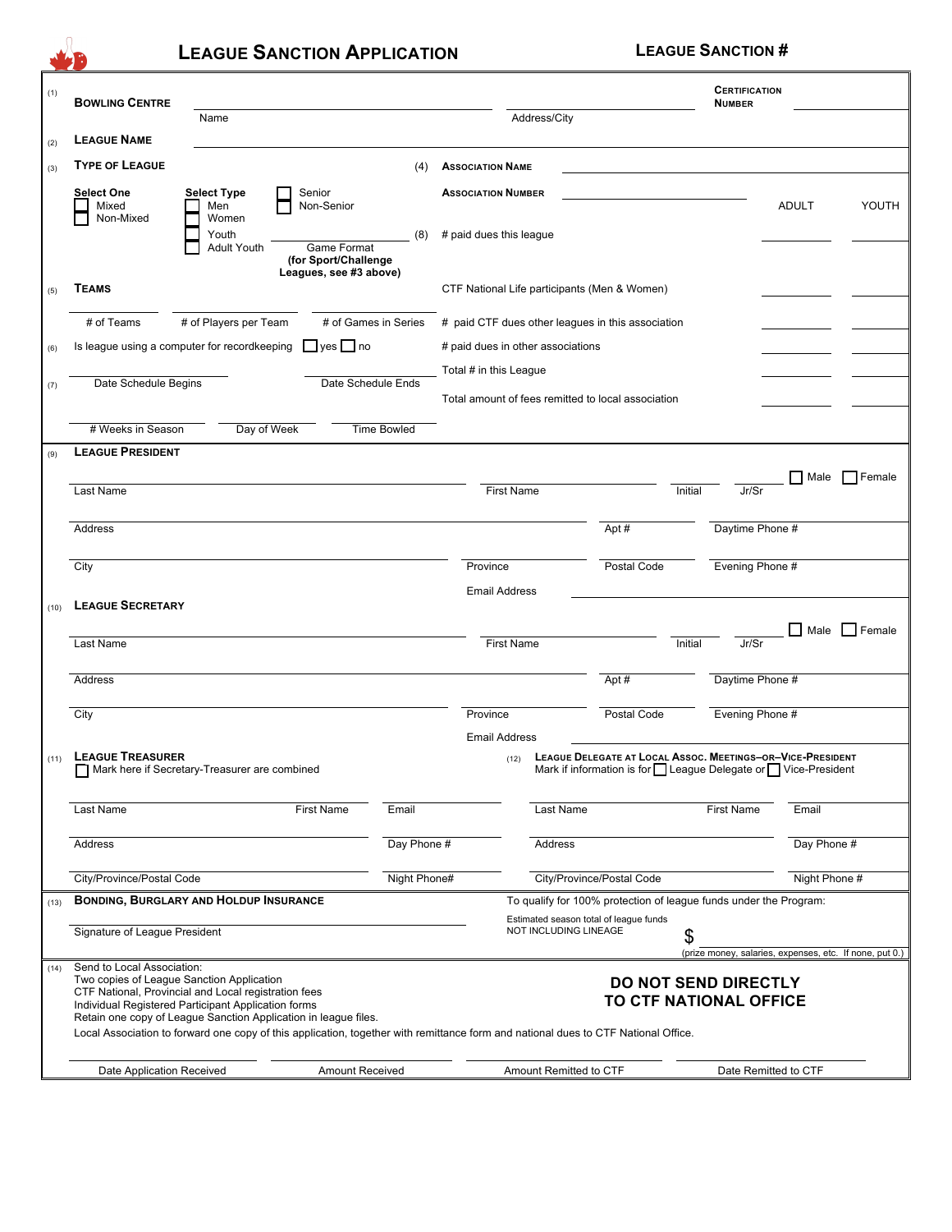# League Sanction Application

**League Sanction #**

(1) **Bowling Centre** ______________________ Name ______________________ Address/City **Certification Number** __________

(2) **League Name** ______________________

(3) **Type of League**

**Select One**
- ☐ Mixed
- ☐ Non-Mixed

**Select Type**
- ☐ Men
- ☐ Women
- ☐ Youth
- ☐ Adult Youth

- ☐ Senior
- ☐ Non-Senior

(8) ______________________ Game Format **(for Sport/Challenge Leagues, see #3 above)**

(4) **Association Name** ______________________

**Association Number** ______________________

| | ADULT | YOUTH |
|---|---|---|
| # paid dues this league | | |
| CTF National Life participants (Men & Women) | | |
| # paid CTF dues other leagues in this association | | |
| # paid dues in other associations | | |
| Total # in this League | | |
| Total amount of fees remitted to local association | | |

(5) **Teams**

\_\_\_\_\_\_ # of Teams \_\_\_\_\_\_ # of Players per Team \_\_\_\_\_\_ # of Games in Series

(6) Is league using a computer for recordkeeping ☐ yes ☐ no

(7) \_\_\_\_\_\_ Date Schedule Begins \_\_\_\_\_\_ Date Schedule Ends

\_\_\_\_\_\_ # Weeks in Season \_\_\_\_\_\_ Day of Week \_\_\_\_\_\_ Time Bowled

(9) **League President**

Last Name ______ First Name ______ Initial ______ Jr/Sr ______ ☐ Male ☐ Female

Address ______ Apt # ______ Daytime Phone # ______

City ______ Province ______ Postal Code ______ Evening Phone # ______

Email Address ______

(10) **League Secretary**

Last Name ______ First Name ______ Initial ______ Jr/Sr ______ ☐ Male ☐ Female

Address ______ Apt # ______ Daytime Phone # ______

City ______ Province ______ Postal Code ______ Evening Phone # ______

Email Address ______

(11) **League Treasurer**
☐ Mark here if Secretary-Treasurer are combined

Last Name ______ First Name ______ Email ______

Address ______ Day Phone # ______

City/Province/Postal Code ______ Night Phone# ______

(12) **League Delegate at Local Assoc. Meetings–or–Vice-President**
Mark if information is for ☐ League Delegate or ☐ Vice-President

Last Name ______ First Name ______ Email ______

Address ______ Day Phone # ______

City/Province/Postal Code ______ Night Phone # ______

(13) **Bonding, Burglary and Holdup Insurance**

______________________ Signature of League President

To qualify for 100% protection of league funds under the Program:

Estimated season total of league funds NOT INCLUDING LINEAGE $ ______
(prize money, salaries, expenses, etc. If none, put 0.)

(14) Send to Local Association:
Two copies of League Sanction Application
CTF National, Provincial and Local registration fees
Individual Registered Participant Application forms
Retain one copy of League Sanction Application in league files.

**DO NOT SEND DIRECTLY TO CTF NATIONAL OFFICE**

Local Association to forward one copy of this application, together with remittance form and national dues to CTF National Office.

\_\_\_\_\_\_ Date Application Received \_\_\_\_\_\_ Amount Received \_\_\_\_\_\_ Amount Remitted to CTF \_\_\_\_\_\_ Date Remitted to CTF